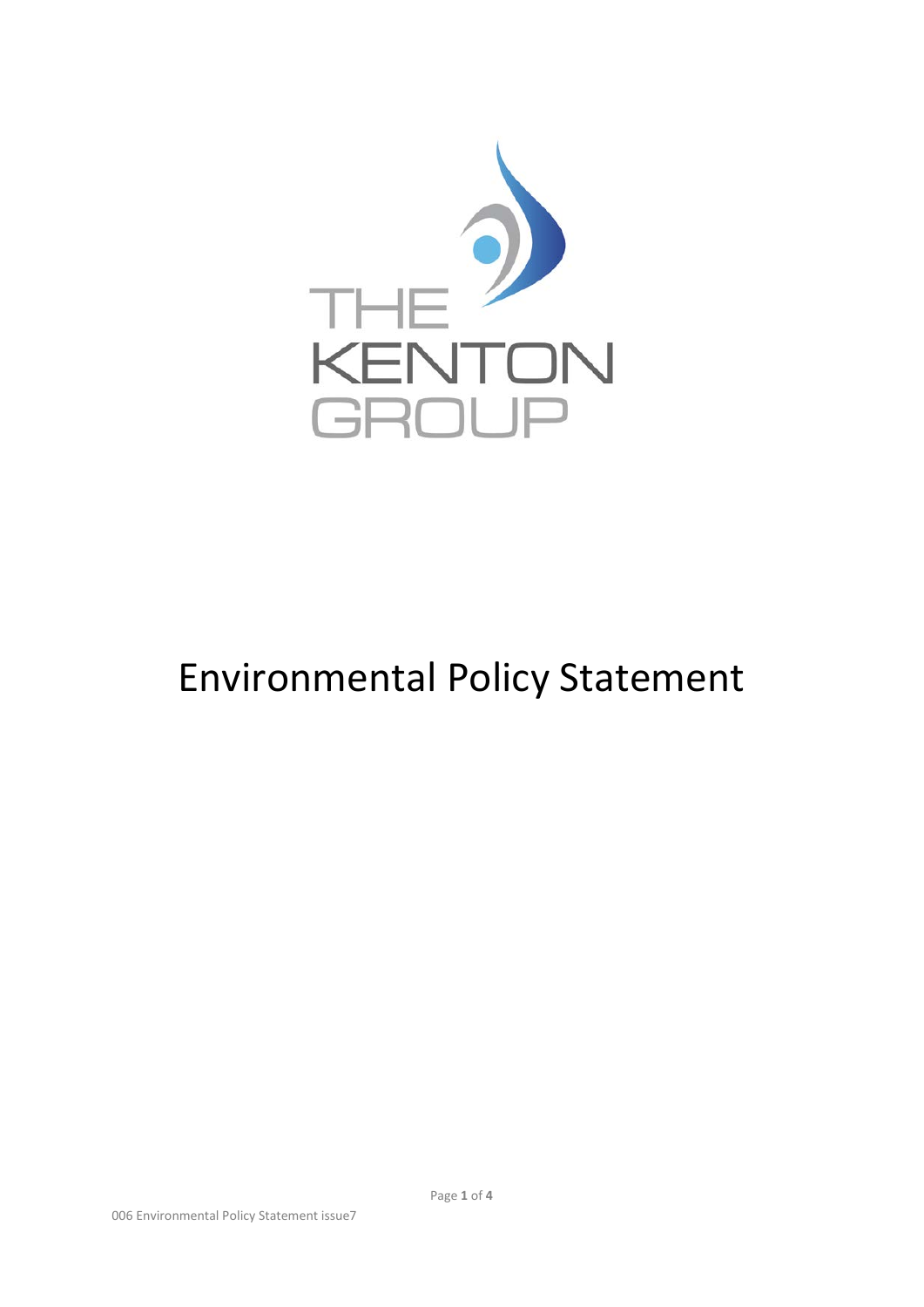THE KENTON GROUP

# Environmental Policy Statement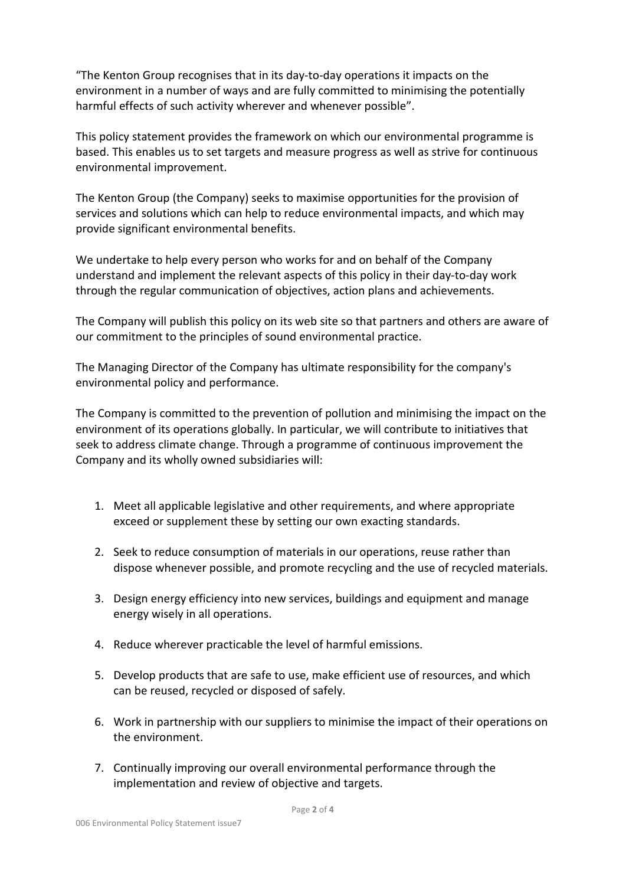"The Kenton Group recognises that in its day-to-day operations it impacts on the environment in a number of ways and are fully committed to minimising the potentially harmful effects of such activity wherever and whenever possible".

This policy statement provides the framework on which our environmental programme is based. This enables us to set targets and measure progress as well as strive for continuous environmental improvement.

The Kenton Group (the Company) seeks to maximise opportunities for the provision of services and solutions which can help to reduce environmental impacts, and which may provide significant environmental benefits.

We undertake to help every person who works for and on behalf of the Company understand and implement the relevant aspects of this policy in their day-to-day work through the regular communication of objectives, action plans and achievements.

The Company will publish this policy on its web site so that partners and others are aware of our commitment to the principles of sound environmental practice.

The Managing Director of the Company has ultimate responsibility for the company's environmental policy and performance.

The Company is committed to the prevention of pollution and minimising the impact on the environment of its operations globally. In particular, we will contribute to initiatives that seek to address climate change. Through a programme of continuous improvement the Company and its wholly owned subsidiaries will:

1. Meet all applicable legislative and other requirements, and where appropriate exceed or supplement these by setting our own exacting standards.

2. Seek to reduce consumption of materials in our operations, reuse rather than dispose whenever possible, and promote recycling and the use of recycled materials.

3. Design energy efficiency into new services, buildings and equipment and manage energy wisely in all operations.

4. Reduce wherever practicable the level of harmful emissions.

5. Develop products that are safe to use, make efficient use of resources, and which can be reused, recycled or disposed of safely.

6. Work in partnership with our suppliers to minimise the impact of their operations on the environment.

7. Continually improving our overall environmental performance through the implementation and review of objective and targets.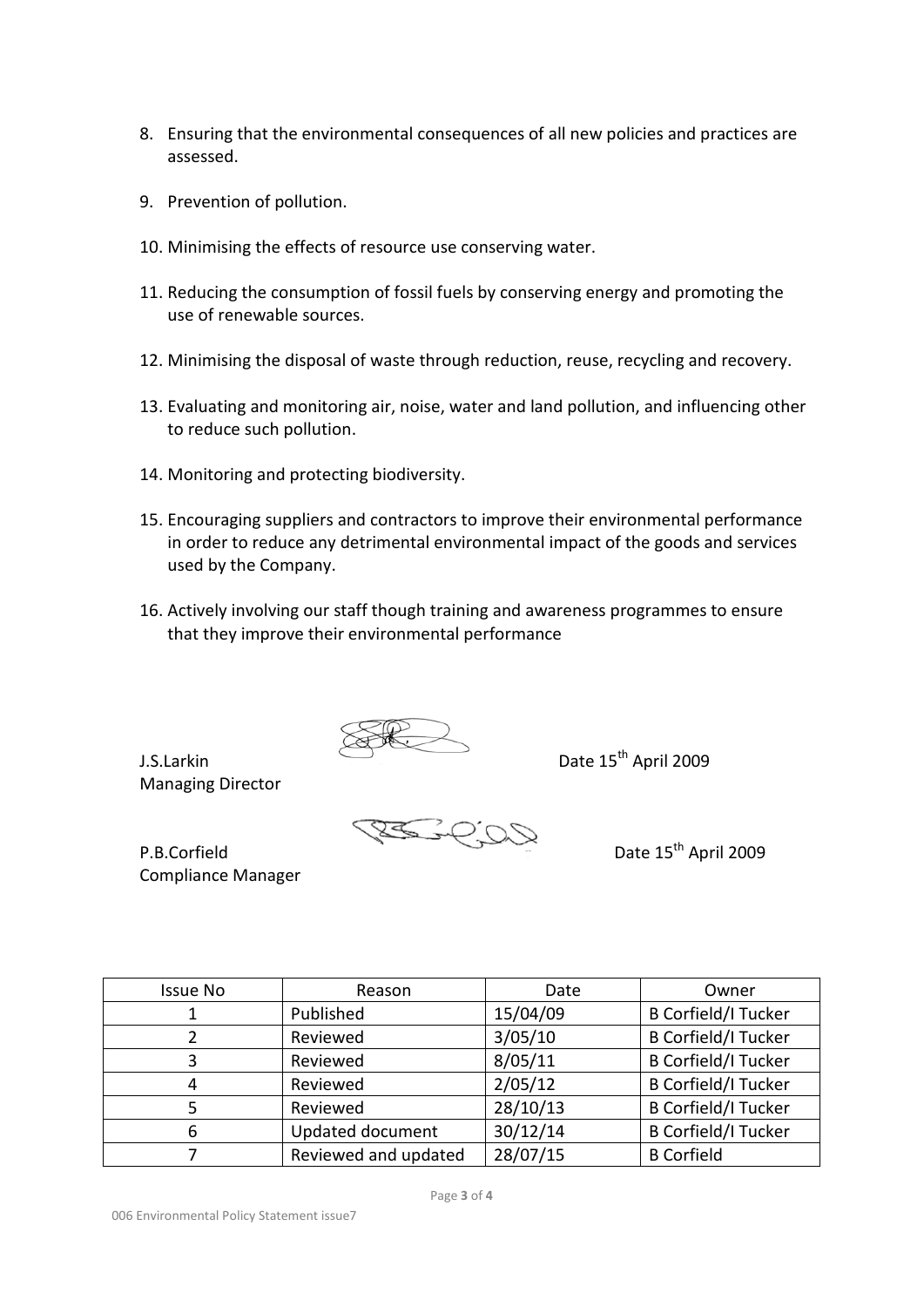8. Ensuring that the environmental consequences of all new policies and practices are assessed.

9. Prevention of pollution.

10. Minimising the effects of resource use conserving water.

11. Reducing the consumption of fossil fuels by conserving energy and promoting the use of renewable sources.

12. Minimising the disposal of waste through reduction, reuse, recycling and recovery.

13. Evaluating and monitoring air, noise, water and land pollution, and influencing other to reduce such pollution.

14. Monitoring and protecting biodiversity.

15. Encouraging suppliers and contractors to improve their environmental performance in order to reduce any detrimental environmental impact of the goods and services used by the Company.

16. Actively involving our staff though training and awareness programmes to ensure that they improve their environmental performance

J.S.Larkin
Managing Director

Date 15th April 2009

P.B.Corfield
Compliance Manager

Date 15th April 2009

| Issue No | Reason | Date | Owner |
|---|---|---|---|
| 1 | Published | 15/04/09 | B Corfield/I Tucker |
| 2 | Reviewed | 3/05/10 | B Corfield/I Tucker |
| 3 | Reviewed | 8/05/11 | B Corfield/I Tucker |
| 4 | Reviewed | 2/05/12 | B Corfield/I Tucker |
| 5 | Reviewed | 28/10/13 | B Corfield/I Tucker |
| 6 | Updated document | 30/12/14 | B Corfield/I Tucker |
| 7 | Reviewed and updated | 28/07/15 | B Corfield |

006 Environmental Policy Statement issue7